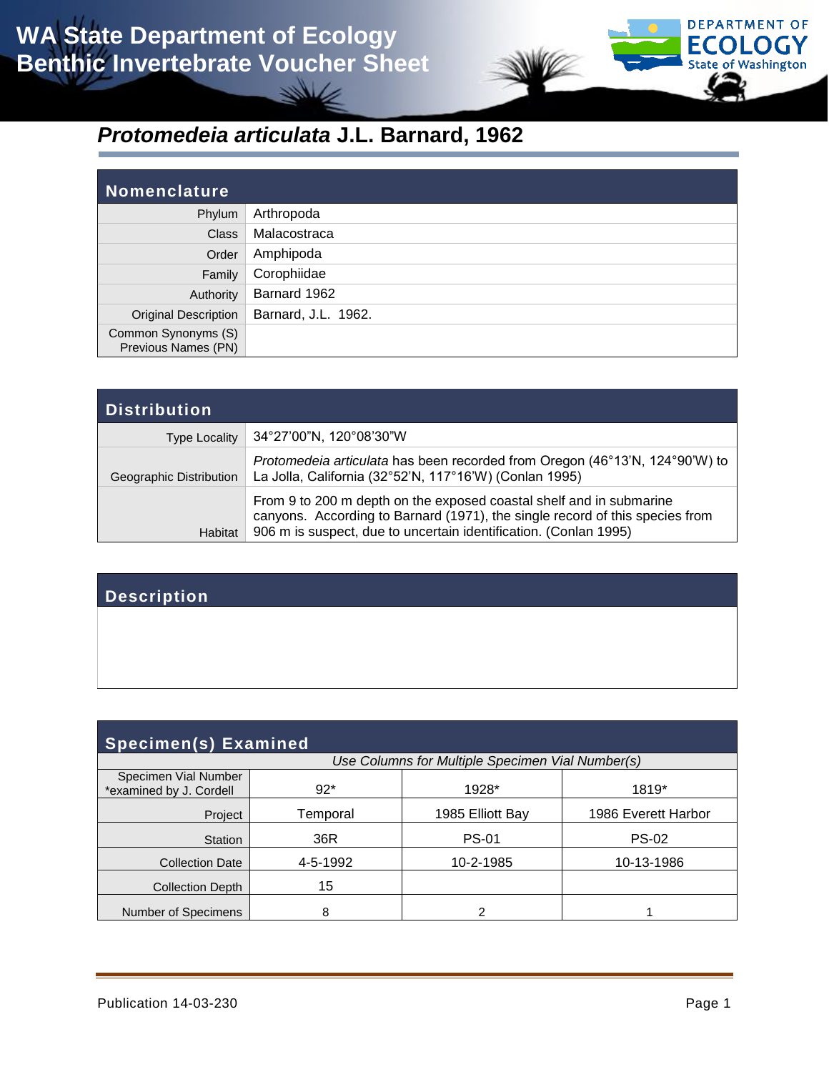# WA State Department of Ecology Benthic Invertebrate Voucher Sheet

## *Protomedeia articulata* J.L. Barnard, 1962

| Nomenclature | |
|---|---|
| Phylum | Arthropoda |
| Class | Malacostraca |
| Order | Amphipoda |
| Family | Corophiidae |
| Authority | Barnard 1962 |
| Original Description | Barnard, J.L. 1962. |
| Common Synonyms (S) Previous Names (PN) | |

| Distribution | |
|---|---|
| Type Locality | 34°27'00"N, 120°08'30"W |
| Geographic Distribution | *Protomedeia articulata* has been recorded from Oregon (46°13'N, 124°90'W) to La Jolla, California (32°52'N, 117°16'W) (Conlan 1995) |
| Habitat | From 9 to 200 m depth on the exposed coastal shelf and in submarine canyons. According to Barnard (1971), the single record of this species from 906 m is suspect, due to uncertain identification. (Conlan 1995) |

### Description

### Specimen(s) Examined

*Use Columns for Multiple Specimen Vial Number(s)*

| Specimen Vial Number *examined by J. Cordell | 92* | 1928* | 1819* |
|---|---|---|---|
| Project | Temporal | 1985 Elliott Bay | 1986 Everett Harbor |
| Station | 36R | PS-01 | PS-02 |
| Collection Date | 4-5-1992 | 10-2-1985 | 10-13-1986 |
| Collection Depth | 15 | | |
| Number of Specimens | 8 | 2 | 1 |

Publication 14-03-230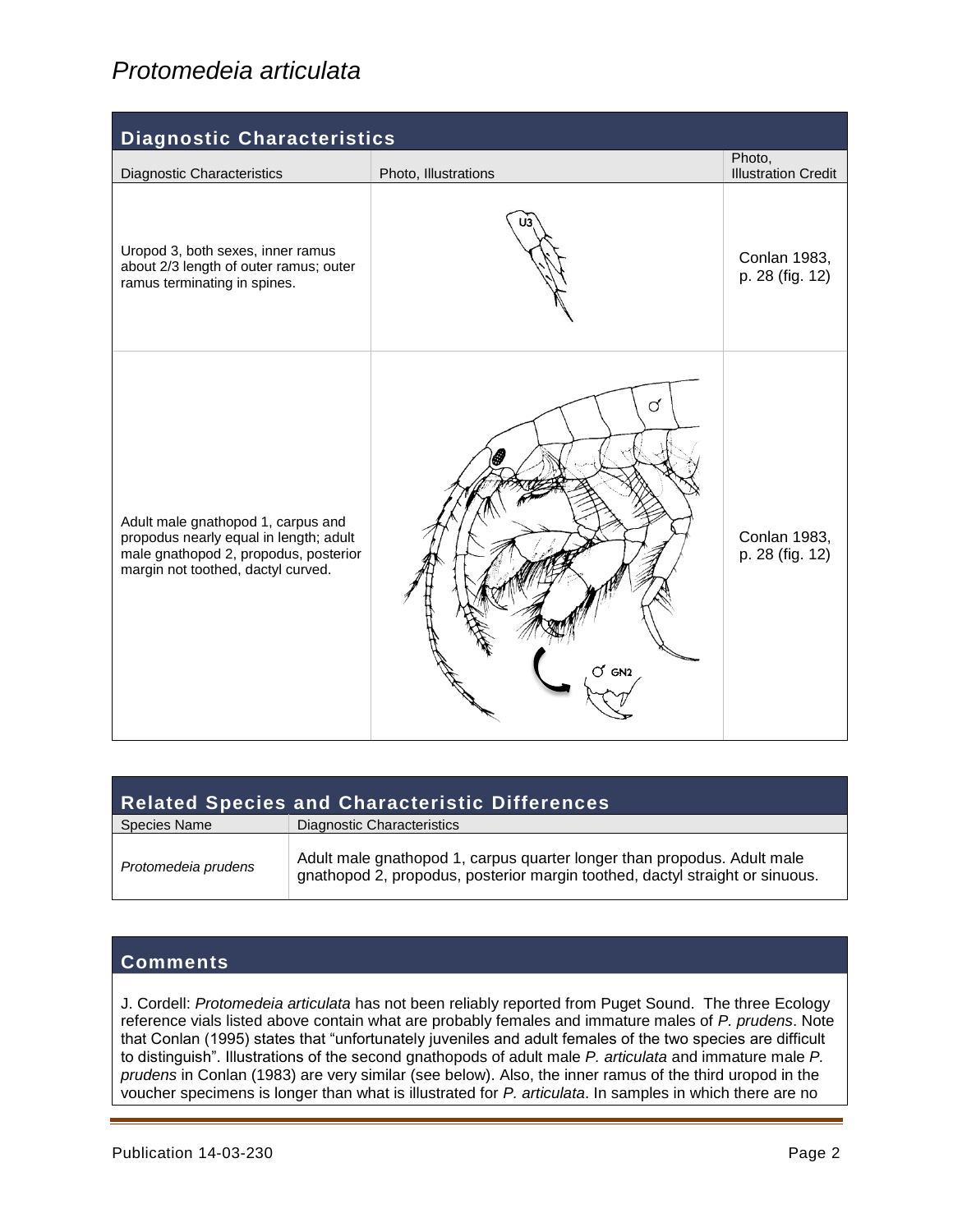# *Protomedeia articulata*

## Diagnostic Characteristics

| Diagnostic Characteristics | Photo, Illustrations | Photo, Illustration Credit |
|---|---|---|
| Uropod 3, both sexes, inner ramus about 2/3 length of outer ramus; outer ramus terminating in spines. | | Conlan 1983, p. 28 (fig. 12) |
| Adult male gnathopod 1, carpus and propodus nearly equal in length; adult male gnathopod 2, propodus, posterior margin not toothed, dactyl curved. | | Conlan 1983, p. 28 (fig. 12) |

## Related Species and Characteristic Differences

| Species Name | Diagnostic Characteristics |
|---|---|
| *Protomedeia prudens* | Adult male gnathopod 1, carpus quarter longer than propodus. Adult male gnathopod 2, propodus, posterior margin toothed, dactyl straight or sinuous. |

## Comments

J. Cordell: *Protomedeia articulata* has not been reliably reported from Puget Sound. The three Ecology reference vials listed above contain what are probably females and immature males of *P. prudens*. Note that Conlan (1995) states that "unfortunately juveniles and adult females of the two species are difficult to distinguish". Illustrations of the second gnathopods of adult male *P. articulata* and immature male *P. prudens* in Conlan (1983) are very similar (see below). Also, the inner ramus of the third uropod in the voucher specimens is longer than what is illustrated for *P. articulata*. In samples in which there are no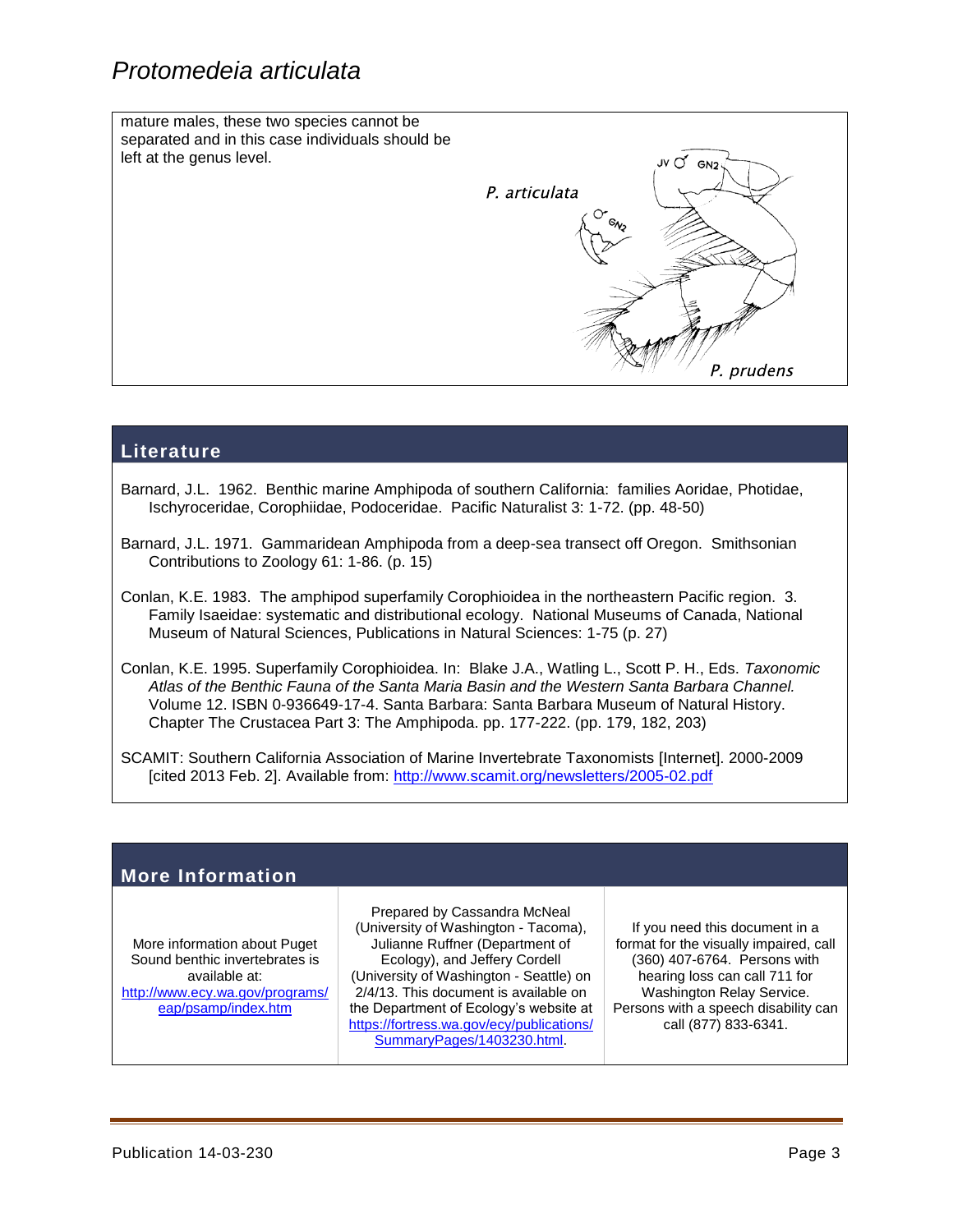mature males, these two species cannot be separated and in this case individuals should be left at the genus level.

P. articulata

JV ♂ GN2

♂ GN2

P. prudens

## Literature

Barnard, J.L. 1962. Benthic marine Amphipoda of southern California: families Aoridae, Photidae, Ischyroceridae, Corophiidae, Podoceridae. Pacific Naturalist 3: 1-72. (pp. 48-50)

Barnard, J.L. 1971. Gammaridean Amphipoda from a deep-sea transect off Oregon. Smithsonian Contributions to Zoology 61: 1-86. (p. 15)

Conlan, K.E. 1983. The amphipod superfamily Corophioidea in the northeastern Pacific region. 3. Family Isaeidae: systematic and distributional ecology. National Museums of Canada, National Museum of Natural Sciences, Publications in Natural Sciences: 1-75 (p. 27)

Conlan, K.E. 1995. Superfamily Corophioidea. In: Blake J.A., Watling L., Scott P. H., Eds. *Taxonomic Atlas of the Benthic Fauna of the Santa Maria Basin and the Western Santa Barbara Channel.* Volume 12. ISBN 0-936649-17-4. Santa Barbara: Santa Barbara Museum of Natural History. Chapter The Crustacea Part 3: The Amphipoda. pp. 177-222. (pp. 179, 182, 203)

SCAMIT: Southern California Association of Marine Invertebrate Taxonomists [Internet]. 2000-2009 [cited 2013 Feb. 2]. Available from: http://www.scamit.org/newsletters/2005-02.pdf

## More Information

More information about Puget Sound benthic invertebrates is available at: http://www.ecy.wa.gov/programs/eap/psamp/index.htm

Prepared by Cassandra McNeal (University of Washington - Tacoma), Julianne Ruffner (Department of Ecology), and Jeffery Cordell (University of Washington - Seattle) on 2/4/13. This document is available on the Department of Ecology's website at https://fortress.wa.gov/ecy/publications/SummaryPages/1403230.html.

If you need this document in a format for the visually impaired, call (360) 407-6764. Persons with hearing loss can call 711 for Washington Relay Service. Persons with a speech disability can call (877) 833-6341.